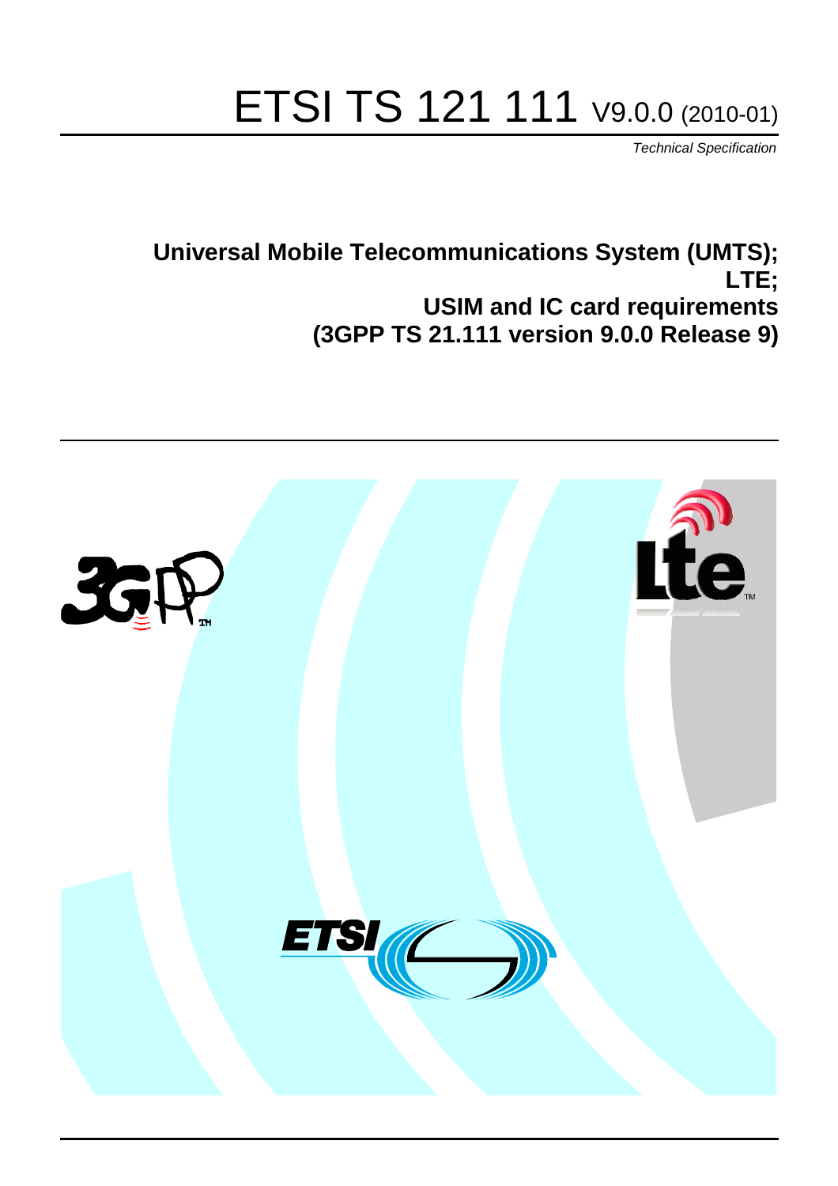# ETSI TS 121 111 V9.0.0 (2010-01)

*Technical Specification*

**Universal Mobile Telecommunications System (UMTS); LTE; USIM and IC card requirements (3GPP TS 21.111 version 9.0.0 Release 9)**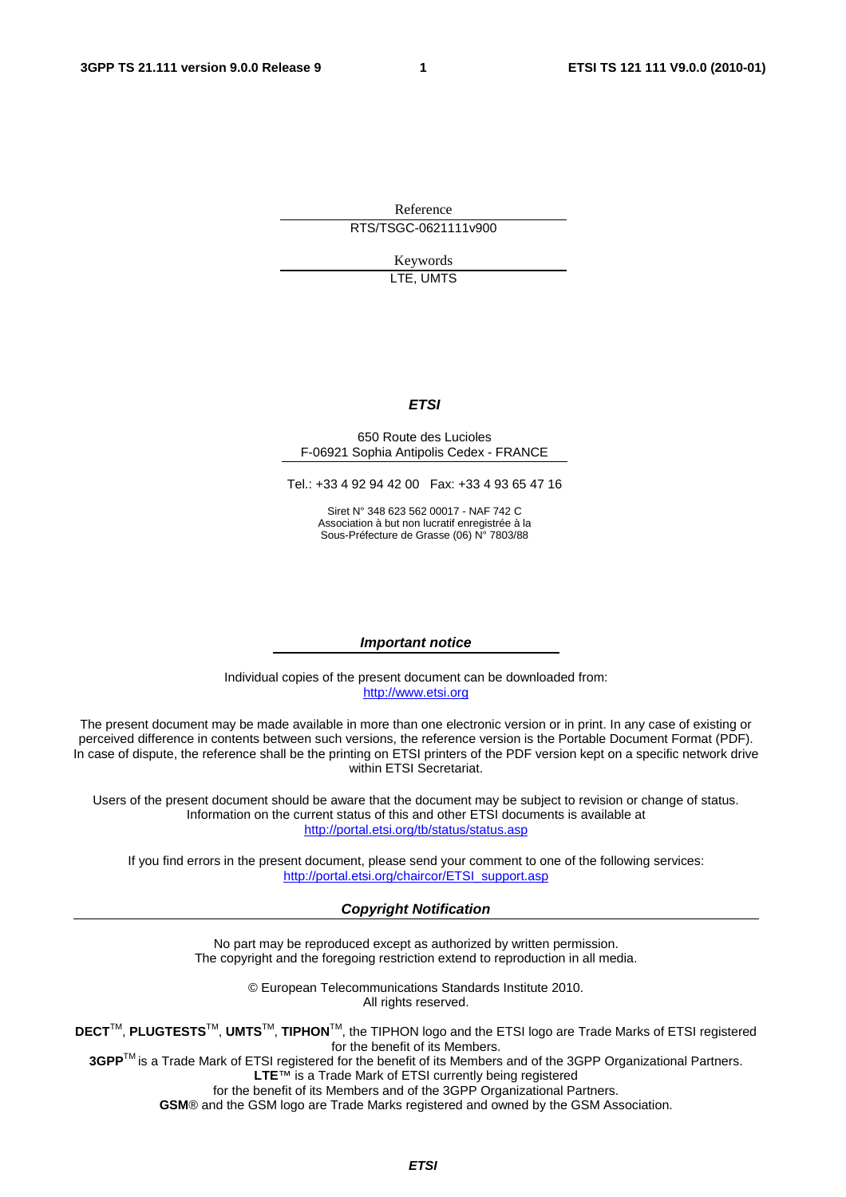Reference

RTS/TSGC-0621111v900

Keywords

LTE, UMTS

***ETSI***

650 Route des Lucioles
F-06921 Sophia Antipolis Cedex - FRANCE

Tel.: +33 4 92 94 42 00 Fax: +33 4 93 65 47 16

Siret N° 348 623 562 00017 - NAF 742 C
Association à but non lucratif enregistrée à la
Sous-Préfecture de Grasse (06) N° 7803/88

***Important notice***

Individual copies of the present document can be downloaded from:
http://www.etsi.org

The present document may be made available in more than one electronic version or in print. In any case of existing or perceived difference in contents between such versions, the reference version is the Portable Document Format (PDF). In case of dispute, the reference shall be the printing on ETSI printers of the PDF version kept on a specific network drive within ETSI Secretariat.

Users of the present document should be aware that the document may be subject to revision or change of status. Information on the current status of this and other ETSI documents is available at
http://portal.etsi.org/tb/status/status.asp

If you find errors in the present document, please send your comment to one of the following services:
http://portal.etsi.org/chaircor/ETSI_support.asp

***Copyright Notification***

No part may be reproduced except as authorized by written permission.
The copyright and the foregoing restriction extend to reproduction in all media.

© European Telecommunications Standards Institute 2010.
All rights reserved.

**DECT**™, **PLUGTESTS**™, **UMTS**™, **TIPHON**™, the TIPHON logo and the ETSI logo are Trade Marks of ETSI registered for the benefit of its Members.
**3GPP**™ is a Trade Mark of ETSI registered for the benefit of its Members and of the 3GPP Organizational Partners.
**LTE**™ is a Trade Mark of ETSI currently being registered
for the benefit of its Members and of the 3GPP Organizational Partners.
**GSM**® and the GSM logo are Trade Marks registered and owned by the GSM Association.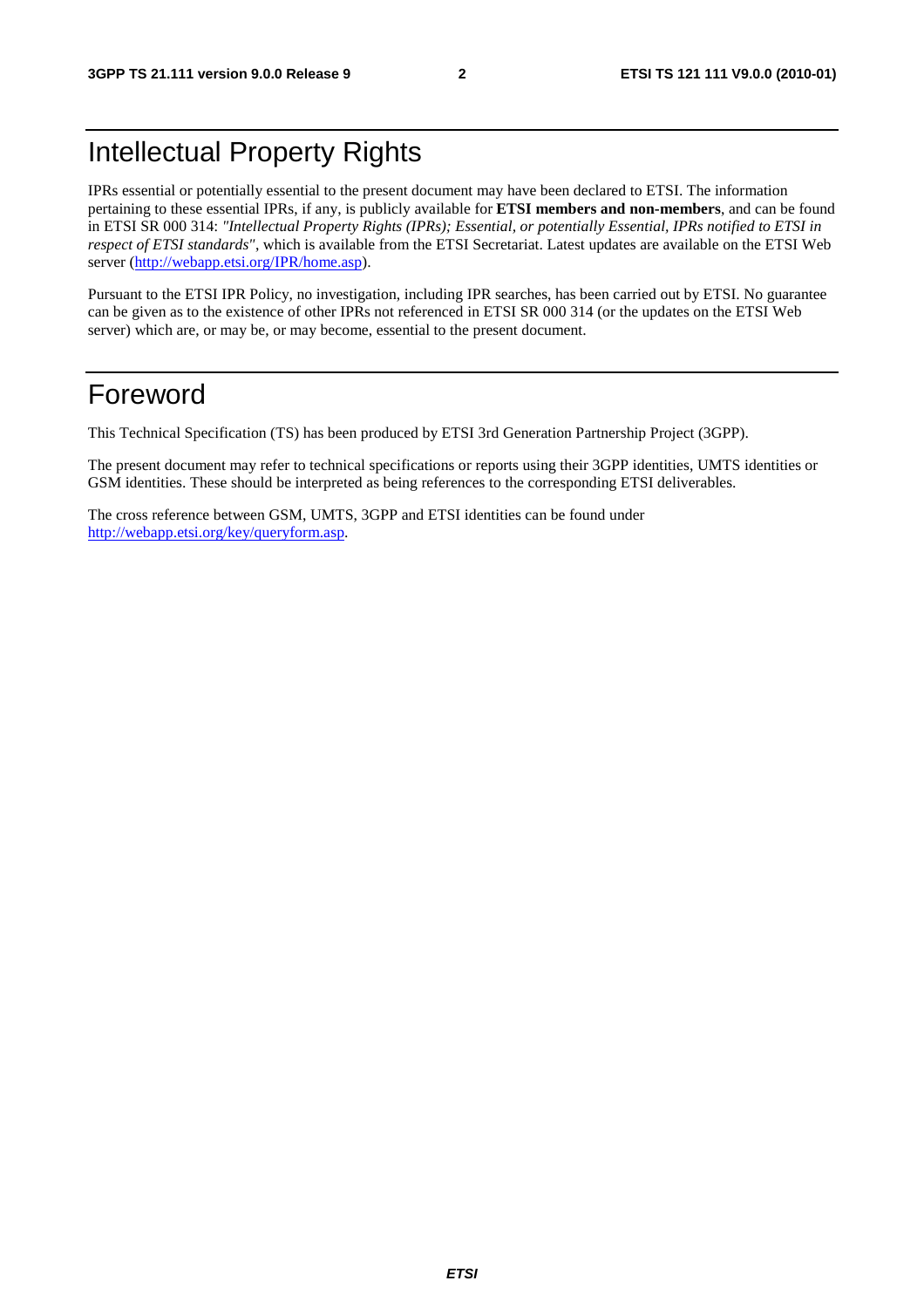# Intellectual Property Rights

IPRs essential or potentially essential to the present document may have been declared to ETSI. The information pertaining to these essential IPRs, if any, is publicly available for **ETSI members and non-members**, and can be found in ETSI SR 000 314: *"Intellectual Property Rights (IPRs); Essential, or potentially Essential, IPRs notified to ETSI in respect of ETSI standards"*, which is available from the ETSI Secretariat. Latest updates are available on the ETSI Web server (http://webapp.etsi.org/IPR/home.asp).

Pursuant to the ETSI IPR Policy, no investigation, including IPR searches, has been carried out by ETSI. No guarantee can be given as to the existence of other IPRs not referenced in ETSI SR 000 314 (or the updates on the ETSI Web server) which are, or may be, or may become, essential to the present document.

# Foreword

This Technical Specification (TS) has been produced by ETSI 3rd Generation Partnership Project (3GPP).

The present document may refer to technical specifications or reports using their 3GPP identities, UMTS identities or GSM identities. These should be interpreted as being references to the corresponding ETSI deliverables.

The cross reference between GSM, UMTS, 3GPP and ETSI identities can be found under http://webapp.etsi.org/key/queryform.asp.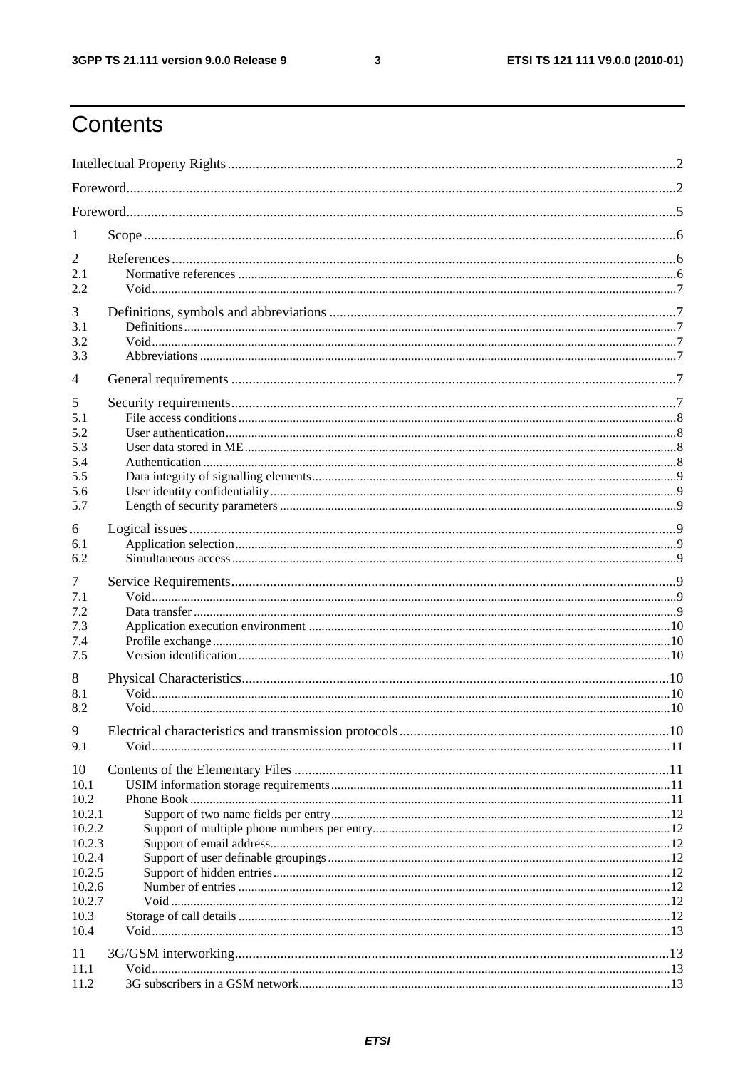# Contents

Intellectual Property Rights ..... 2

Foreword ..... 2

Foreword ..... 5

1 Scope ..... 6

2 References ..... 6
- 2.1 Normative references ..... 6
- 2.2 Void ..... 7

3 Definitions, symbols and abbreviations ..... 7
- 3.1 Definitions ..... 7
- 3.2 Void ..... 7
- 3.3 Abbreviations ..... 7

4 General requirements ..... 7

5 Security requirements ..... 7
- 5.1 File access conditions ..... 8
- 5.2 User authentication ..... 8
- 5.3 User data stored in ME ..... 8
- 5.4 Authentication ..... 8
- 5.5 Data integrity of signalling elements ..... 9
- 5.6 User identity confidentiality ..... 9
- 5.7 Length of security parameters ..... 9

6 Logical issues ..... 9
- 6.1 Application selection ..... 9
- 6.2 Simultaneous access ..... 9

7 Service Requirements ..... 9
- 7.1 Void ..... 9
- 7.2 Data transfer ..... 9
- 7.3 Application execution environment ..... 10
- 7.4 Profile exchange ..... 10
- 7.5 Version identification ..... 10

8 Physical Characteristics ..... 10
- 8.1 Void ..... 10
- 8.2 Void ..... 10

9 Electrical characteristics and transmission protocols ..... 10
- 9.1 Void ..... 11

10 Contents of the Elementary Files ..... 11
- 10.1 USIM information storage requirements ..... 11
- 10.2 Phone Book ..... 11
  - 10.2.1 Support of two name fields per entry ..... 12
  - 10.2.2 Support of multiple phone numbers per entry ..... 12
  - 10.2.3 Support of email address ..... 12
  - 10.2.4 Support of user definable groupings ..... 12
  - 10.2.5 Support of hidden entries ..... 12
  - 10.2.6 Number of entries ..... 12
  - 10.2.7 Void ..... 12
- 10.3 Storage of call details ..... 12
- 10.4 Void ..... 13

11 3G/GSM interworking ..... 13
- 11.1 Void ..... 13
- 11.2 3G subscribers in a GSM network ..... 13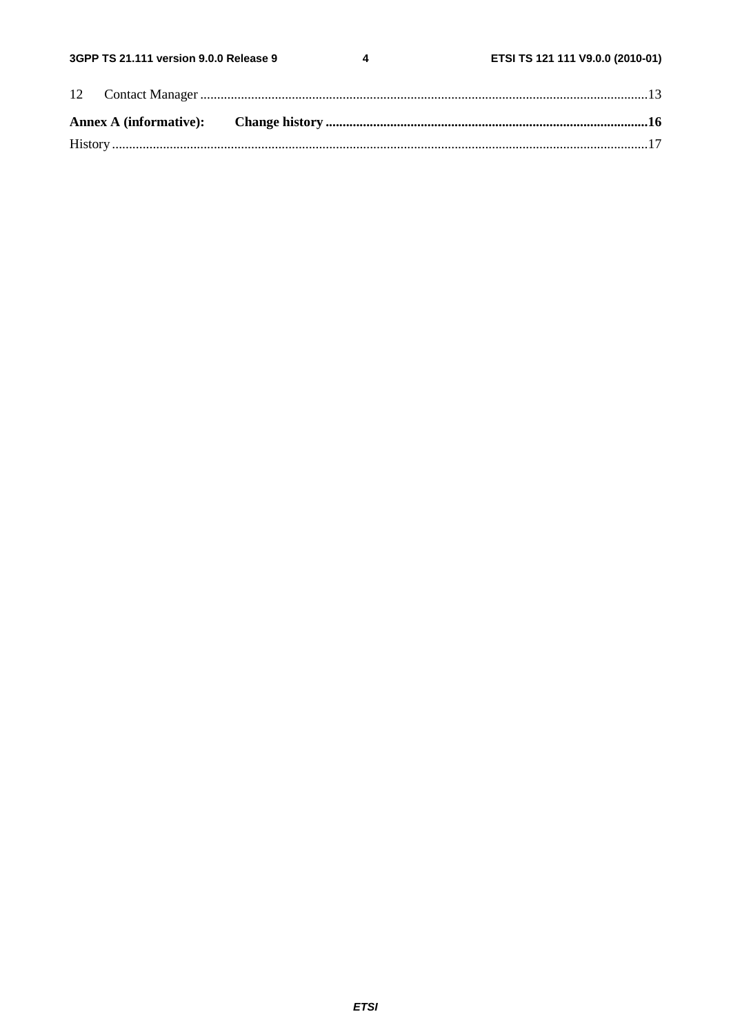12 Contact Manager ....................................................................................................................................13

**Annex A (informative): Change history ..............................................................................................16**

History ..............................................................................................................................................................17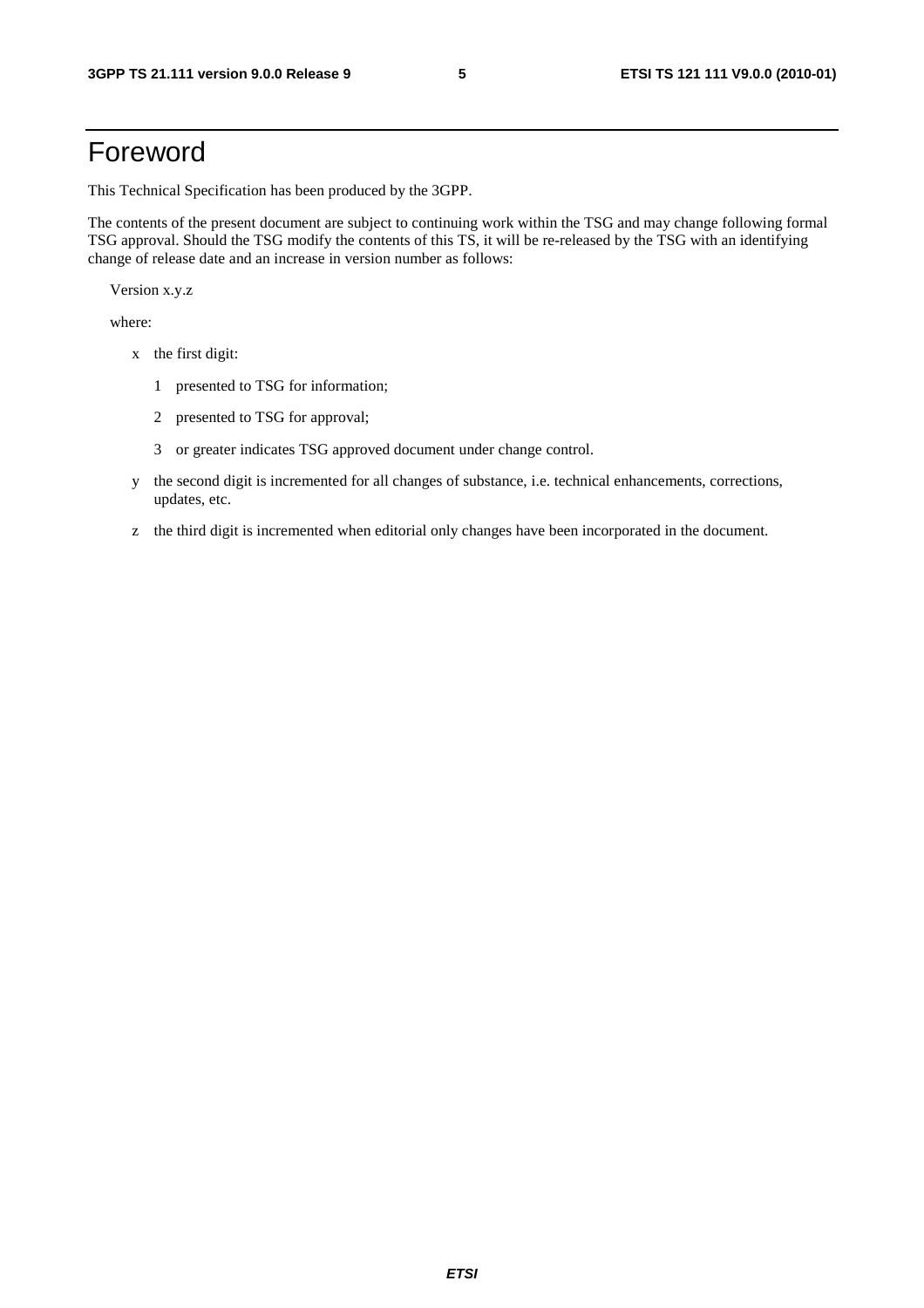# Foreword

This Technical Specification has been produced by the 3GPP.

The contents of the present document are subject to continuing work within the TSG and may change following formal TSG approval. Should the TSG modify the contents of this TS, it will be re-released by the TSG with an identifying change of release date and an increase in version number as follows:

Version x.y.z

where:

- x the first digit:
  - 1 presented to TSG for information;
  - 2 presented to TSG for approval;
  - 3 or greater indicates TSG approved document under change control.
- y the second digit is incremented for all changes of substance, i.e. technical enhancements, corrections, updates, etc.
- z the third digit is incremented when editorial only changes have been incorporated in the document.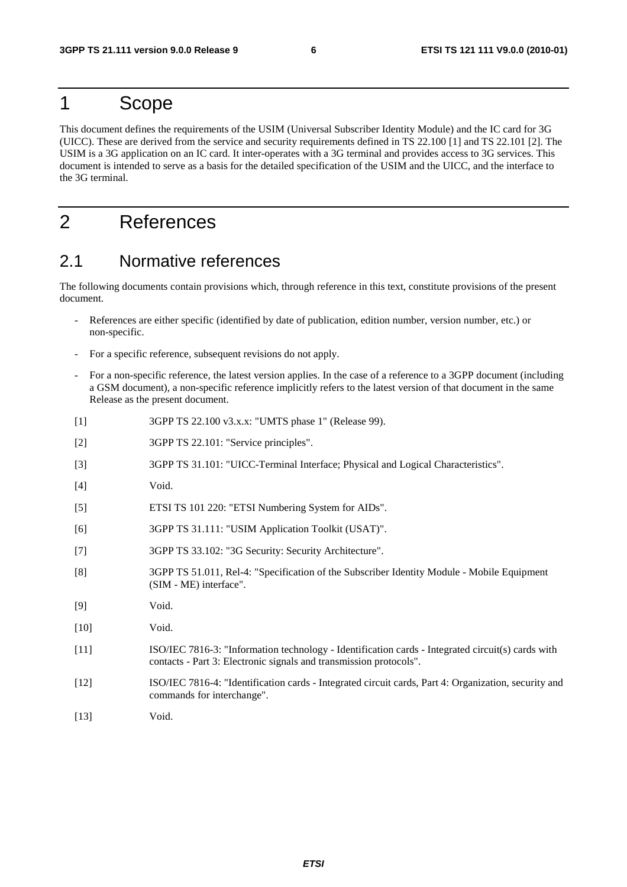# 1 Scope

This document defines the requirements of the USIM (Universal Subscriber Identity Module) and the IC card for 3G (UICC). These are derived from the service and security requirements defined in TS 22.100 [1] and TS 22.101 [2]. The USIM is a 3G application on an IC card. It inter-operates with a 3G terminal and provides access to 3G services. This document is intended to serve as a basis for the detailed specification of the USIM and the UICC, and the interface to the 3G terminal.

# 2 References

## 2.1 Normative references

The following documents contain provisions which, through reference in this text, constitute provisions of the present document.

- References are either specific (identified by date of publication, edition number, version number, etc.) or non-specific.
- For a specific reference, subsequent revisions do not apply.
- For a non-specific reference, the latest version applies. In the case of a reference to a 3GPP document (including a GSM document), a non-specific reference implicitly refers to the latest version of that document in the same Release as the present document.

[1] 3GPP TS 22.100 v3.x.x: "UMTS phase 1" (Release 99).

[2] 3GPP TS 22.101: "Service principles".

[3] 3GPP TS 31.101: "UICC-Terminal Interface; Physical and Logical Characteristics".

[4] Void.

[5] ETSI TS 101 220: "ETSI Numbering System for AIDs".

[6] 3GPP TS 31.111: "USIM Application Toolkit (USAT)".

[7] 3GPP TS 33.102: "3G Security: Security Architecture".

[8] 3GPP TS 51.011, Rel-4: "Specification of the Subscriber Identity Module - Mobile Equipment (SIM - ME) interface".

[9] Void.

[10] Void.

[11] ISO/IEC 7816-3: "Information technology - Identification cards - Integrated circuit(s) cards with contacts - Part 3: Electronic signals and transmission protocols".

[12] ISO/IEC 7816-4: "Identification cards - Integrated circuit cards, Part 4: Organization, security and commands for interchange".

[13] Void.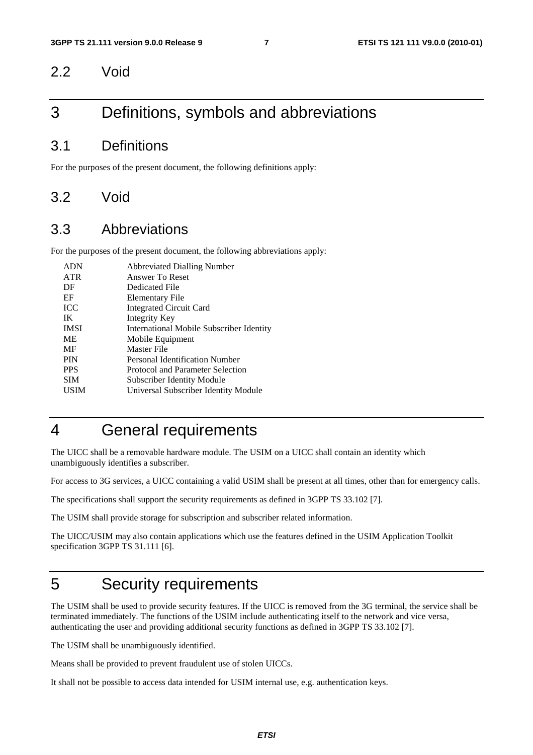## 2.2 Void

# 3 Definitions, symbols and abbreviations

## 3.1 Definitions

For the purposes of the present document, the following definitions apply:

## 3.2 Void

## 3.3 Abbreviations

For the purposes of the present document, the following abbreviations apply:

| | |
|---|---|
| ADN | Abbreviated Dialling Number |
| ATR | Answer To Reset |
| DF | Dedicated File |
| EF | Elementary File |
| ICC | Integrated Circuit Card |
| IK | Integrity Key |
| IMSI | International Mobile Subscriber Identity |
| ME | Mobile Equipment |
| MF | Master File |
| PIN | Personal Identification Number |
| PPS | Protocol and Parameter Selection |
| SIM | Subscriber Identity Module |
| USIM | Universal Subscriber Identity Module |

# 4 General requirements

The UICC shall be a removable hardware module. The USIM on a UICC shall contain an identity which unambiguously identifies a subscriber.

For access to 3G services, a UICC containing a valid USIM shall be present at all times, other than for emergency calls.

The specifications shall support the security requirements as defined in 3GPP TS 33.102 [7].

The USIM shall provide storage for subscription and subscriber related information.

The UICC/USIM may also contain applications which use the features defined in the USIM Application Toolkit specification 3GPP TS 31.111 [6].

# 5 Security requirements

The USIM shall be used to provide security features. If the UICC is removed from the 3G terminal, the service shall be terminated immediately. The functions of the USIM include authenticating itself to the network and vice versa, authenticating the user and providing additional security functions as defined in 3GPP TS 33.102 [7].

The USIM shall be unambiguously identified.

Means shall be provided to prevent fraudulent use of stolen UICCs.

It shall not be possible to access data intended for USIM internal use, e.g. authentication keys.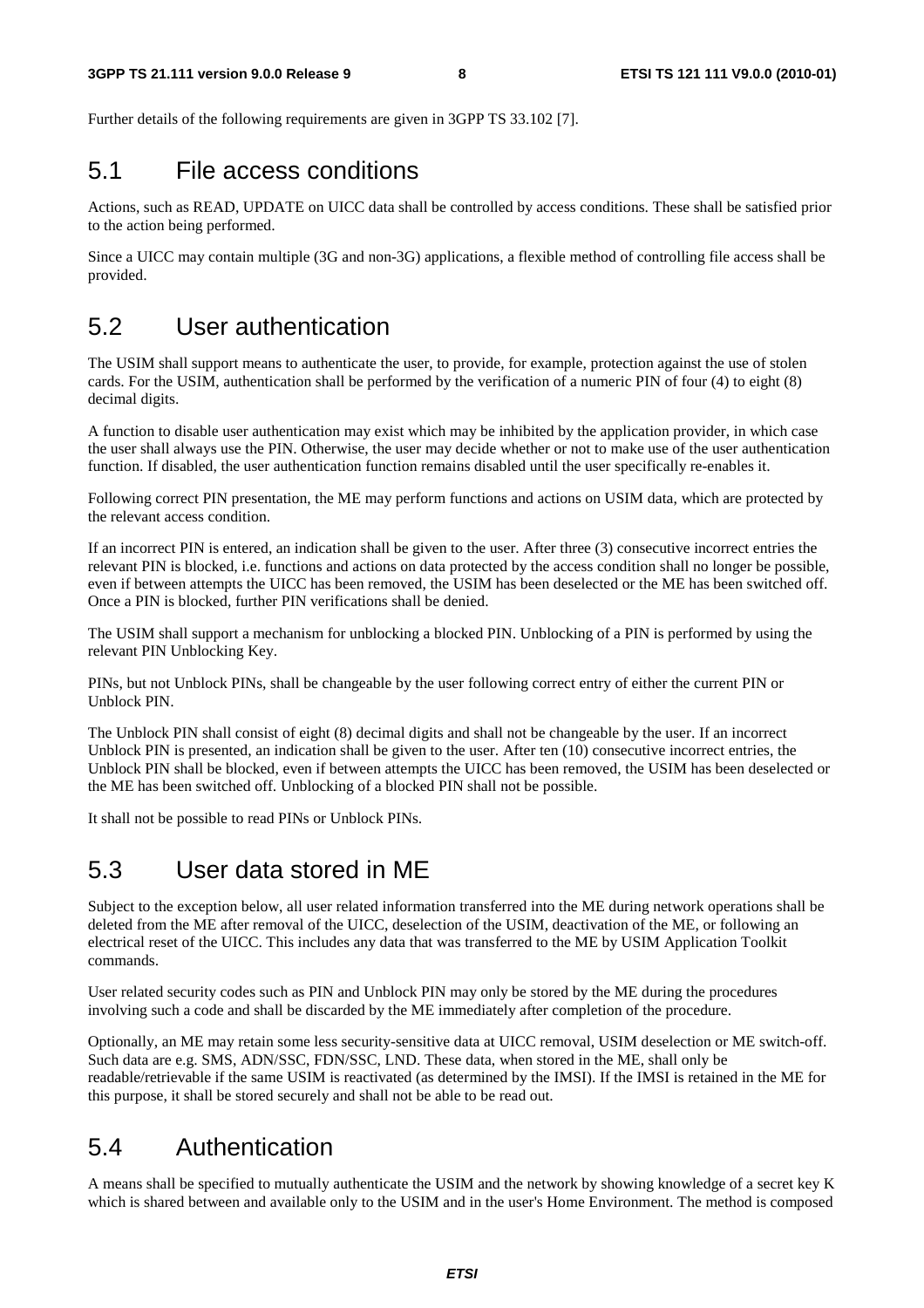Further details of the following requirements are given in 3GPP TS 33.102 [7].

## 5.1 File access conditions

Actions, such as READ, UPDATE on UICC data shall be controlled by access conditions. These shall be satisfied prior to the action being performed.

Since a UICC may contain multiple (3G and non-3G) applications, a flexible method of controlling file access shall be provided.

## 5.2 User authentication

The USIM shall support means to authenticate the user, to provide, for example, protection against the use of stolen cards. For the USIM, authentication shall be performed by the verification of a numeric PIN of four (4) to eight (8) decimal digits.

A function to disable user authentication may exist which may be inhibited by the application provider, in which case the user shall always use the PIN. Otherwise, the user may decide whether or not to make use of the user authentication function. If disabled, the user authentication function remains disabled until the user specifically re-enables it.

Following correct PIN presentation, the ME may perform functions and actions on USIM data, which are protected by the relevant access condition.

If an incorrect PIN is entered, an indication shall be given to the user. After three (3) consecutive incorrect entries the relevant PIN is blocked, i.e. functions and actions on data protected by the access condition shall no longer be possible, even if between attempts the UICC has been removed, the USIM has been deselected or the ME has been switched off. Once a PIN is blocked, further PIN verifications shall be denied.

The USIM shall support a mechanism for unblocking a blocked PIN. Unblocking of a PIN is performed by using the relevant PIN Unblocking Key.

PINs, but not Unblock PINs, shall be changeable by the user following correct entry of either the current PIN or Unblock PIN.

The Unblock PIN shall consist of eight (8) decimal digits and shall not be changeable by the user. If an incorrect Unblock PIN is presented, an indication shall be given to the user. After ten (10) consecutive incorrect entries, the Unblock PIN shall be blocked, even if between attempts the UICC has been removed, the USIM has been deselected or the ME has been switched off. Unblocking of a blocked PIN shall not be possible.

It shall not be possible to read PINs or Unblock PINs.

## 5.3 User data stored in ME

Subject to the exception below, all user related information transferred into the ME during network operations shall be deleted from the ME after removal of the UICC, deselection of the USIM, deactivation of the ME, or following an electrical reset of the UICC. This includes any data that was transferred to the ME by USIM Application Toolkit commands.

User related security codes such as PIN and Unblock PIN may only be stored by the ME during the procedures involving such a code and shall be discarded by the ME immediately after completion of the procedure.

Optionally, an ME may retain some less security-sensitive data at UICC removal, USIM deselection or ME switch-off. Such data are e.g. SMS, ADN/SSC, FDN/SSC, LND. These data, when stored in the ME, shall only be readable/retrievable if the same USIM is reactivated (as determined by the IMSI). If the IMSI is retained in the ME for this purpose, it shall be stored securely and shall not be able to be read out.

## 5.4 Authentication

A means shall be specified to mutually authenticate the USIM and the network by showing knowledge of a secret key K which is shared between and available only to the USIM and in the user's Home Environment. The method is composed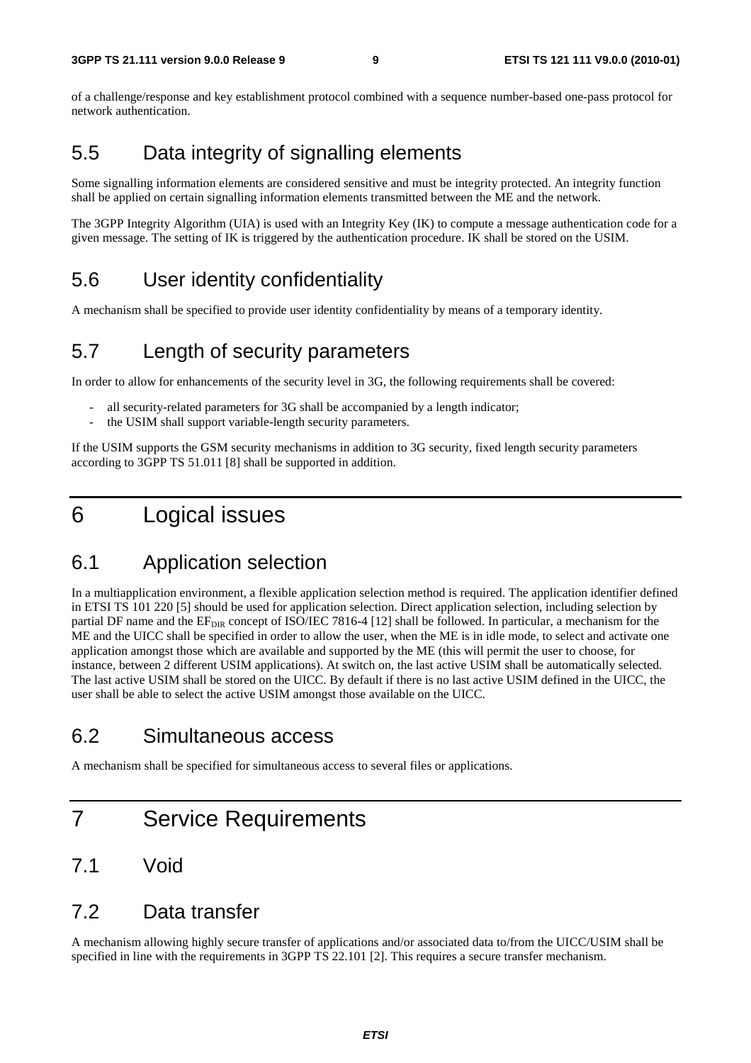of a challenge/response and key establishment protocol combined with a sequence number-based one-pass protocol for network authentication.

## 5.5 Data integrity of signalling elements

Some signalling information elements are considered sensitive and must be integrity protected. An integrity function shall be applied on certain signalling information elements transmitted between the ME and the network.

The 3GPP Integrity Algorithm (UIA) is used with an Integrity Key (IK) to compute a message authentication code for a given message. The setting of IK is triggered by the authentication procedure. IK shall be stored on the USIM.

## 5.6 User identity confidentiality

A mechanism shall be specified to provide user identity confidentiality by means of a temporary identity.

## 5.7 Length of security parameters

In order to allow for enhancements of the security level in 3G, the following requirements shall be covered:

- all security-related parameters for 3G shall be accompanied by a length indicator;
- the USIM shall support variable-length security parameters.

If the USIM supports the GSM security mechanisms in addition to 3G security, fixed length security parameters according to 3GPP TS 51.011 [8] shall be supported in addition.

# 6 Logical issues

## 6.1 Application selection

In a multiapplication environment, a flexible application selection method is required. The application identifier defined in ETSI TS 101 220 [5] should be used for application selection. Direct application selection, including selection by partial DF name and the $EF_{DIR}$ concept of ISO/IEC 7816-4 [12] shall be followed. In particular, a mechanism for the ME and the UICC shall be specified in order to allow the user, when the ME is in idle mode, to select and activate one application amongst those which are available and supported by the ME (this will permit the user to choose, for instance, between 2 different USIM applications). At switch on, the last active USIM shall be automatically selected. The last active USIM shall be stored on the UICC. By default if there is no last active USIM defined in the UICC, the user shall be able to select the active USIM amongst those available on the UICC.

## 6.2 Simultaneous access

A mechanism shall be specified for simultaneous access to several files or applications.

# 7 Service Requirements

## 7.1 Void

## 7.2 Data transfer

A mechanism allowing highly secure transfer of applications and/or associated data to/from the UICC/USIM shall be specified in line with the requirements in 3GPP TS 22.101 [2]. This requires a secure transfer mechanism.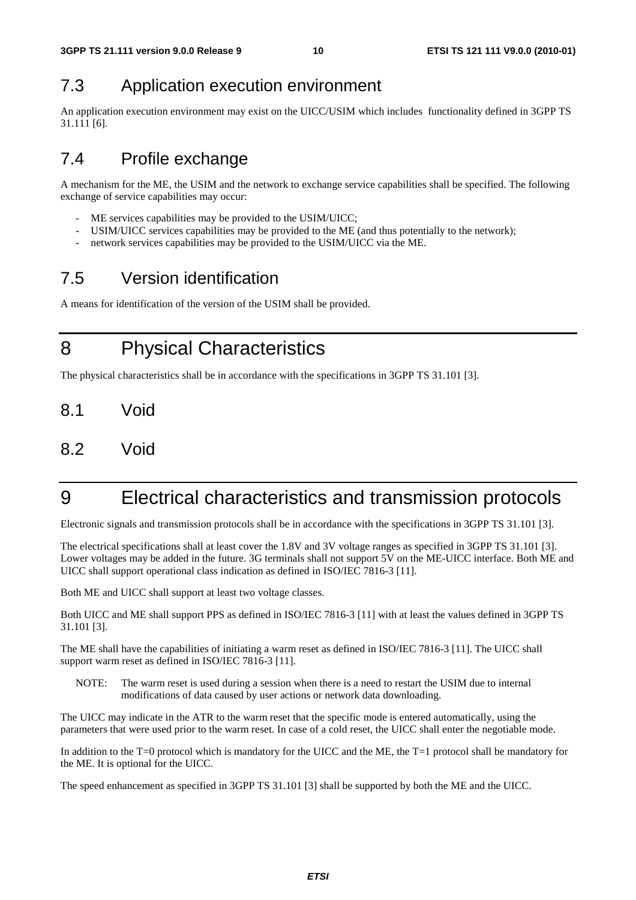## 7.3 Application execution environment

An application execution environment may exist on the UICC/USIM which includes functionality defined in 3GPP TS 31.111 [6].

## 7.4 Profile exchange

A mechanism for the ME, the USIM and the network to exchange service capabilities shall be specified. The following exchange of service capabilities may occur:

- ME services capabilities may be provided to the USIM/UICC;
- USIM/UICC services capabilities may be provided to the ME (and thus potentially to the network);
- network services capabilities may be provided to the USIM/UICC via the ME.

## 7.5 Version identification

A means for identification of the version of the USIM shall be provided.

# 8 Physical Characteristics

The physical characteristics shall be in accordance with the specifications in 3GPP TS 31.101 [3].

## 8.1 Void

## 8.2 Void

# 9 Electrical characteristics and transmission protocols

Electronic signals and transmission protocols shall be in accordance with the specifications in 3GPP TS 31.101 [3].

The electrical specifications shall at least cover the 1.8V and 3V voltage ranges as specified in 3GPP TS 31.101 [3]. Lower voltages may be added in the future. 3G terminals shall not support 5V on the ME-UICC interface. Both ME and UICC shall support operational class indication as defined in ISO/IEC 7816-3 [11].

Both ME and UICC shall support at least two voltage classes.

Both UICC and ME shall support PPS as defined in ISO/IEC 7816-3 [11] with at least the values defined in 3GPP TS 31.101 [3].

The ME shall have the capabilities of initiating a warm reset as defined in ISO/IEC 7816-3 [11]. The UICC shall support warm reset as defined in ISO/IEC 7816-3 [11].

NOTE: The warm reset is used during a session when there is a need to restart the USIM due to internal modifications of data caused by user actions or network data downloading.

The UICC may indicate in the ATR to the warm reset that the specific mode is entered automatically, using the parameters that were used prior to the warm reset. In case of a cold reset, the UICC shall enter the negotiable mode.

In addition to the T=0 protocol which is mandatory for the UICC and the ME, the T=1 protocol shall be mandatory for the ME. It is optional for the UICC.

The speed enhancement as specified in 3GPP TS 31.101 [3] shall be supported by both the ME and the UICC.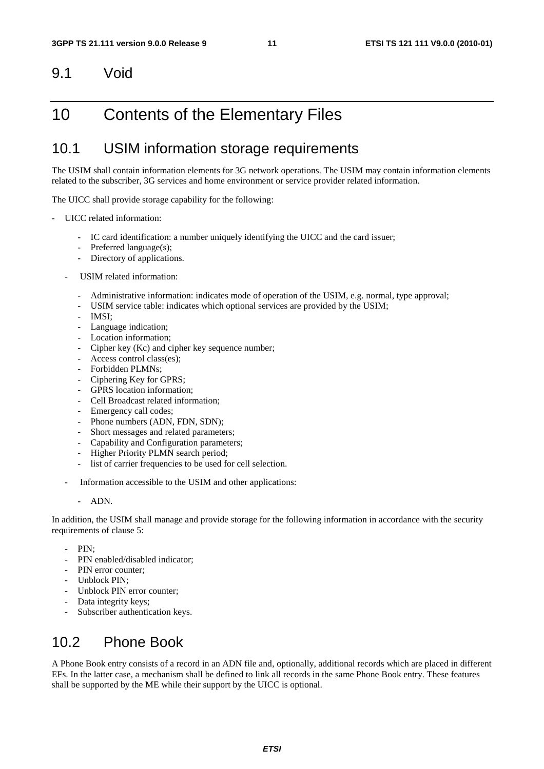## 9.1 Void

# 10 Contents of the Elementary Files

## 10.1 USIM information storage requirements

The USIM shall contain information elements for 3G network operations. The USIM may contain information elements related to the subscriber, 3G services and home environment or service provider related information.

The UICC shall provide storage capability for the following:

- UICC related information:
    - IC card identification: a number uniquely identifying the UICC and the card issuer;
    - Preferred language(s);
    - Directory of applications.
- USIM related information:
    - Administrative information: indicates mode of operation of the USIM, e.g. normal, type approval;
    - USIM service table: indicates which optional services are provided by the USIM;
    - IMSI;
    - Language indication;
    - Location information;
    - Cipher key (Kc) and cipher key sequence number;
    - Access control class(es);
    - Forbidden PLMNs;
    - Ciphering Key for GPRS;
    - GPRS location information;
    - Cell Broadcast related information;
    - Emergency call codes;
    - Phone numbers (ADN, FDN, SDN);
    - Short messages and related parameters;
    - Capability and Configuration parameters;
    - Higher Priority PLMN search period;
    - list of carrier frequencies to be used for cell selection.
- Information accessible to the USIM and other applications:
    - ADN.

In addition, the USIM shall manage and provide storage for the following information in accordance with the security requirements of clause 5:

- PIN;
- PIN enabled/disabled indicator;
- PIN error counter;
- Unblock PIN;
- Unblock PIN error counter;
- Data integrity keys;
- Subscriber authentication keys.

## 10.2 Phone Book

A Phone Book entry consists of a record in an ADN file and, optionally, additional records which are placed in different EFs. In the latter case, a mechanism shall be defined to link all records in the same Phone Book entry. These features shall be supported by the ME while their support by the UICC is optional.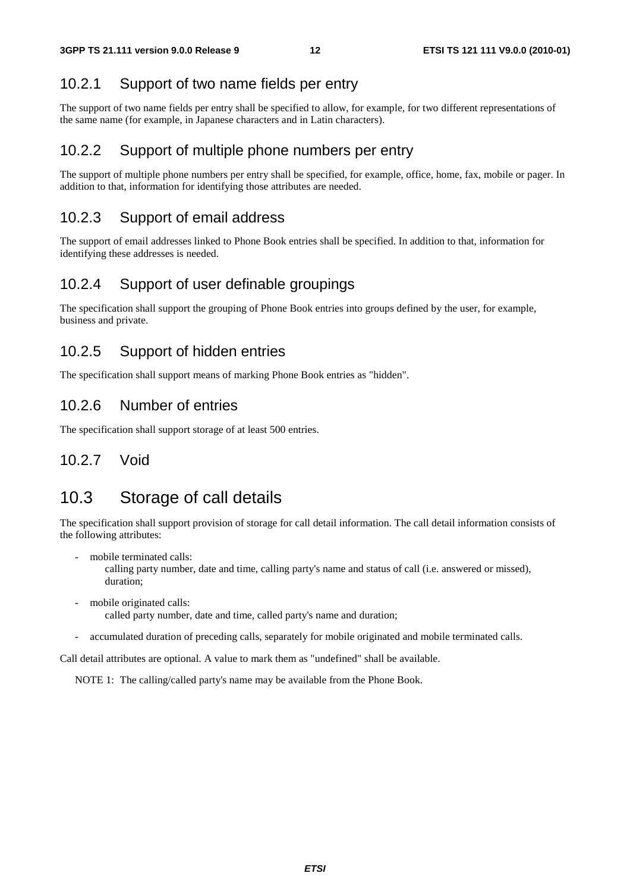### 10.2.1 Support of two name fields per entry

The support of two name fields per entry shall be specified to allow, for example, for two different representations of the same name (for example, in Japanese characters and in Latin characters).

### 10.2.2 Support of multiple phone numbers per entry

The support of multiple phone numbers per entry shall be specified, for example, office, home, fax, mobile or pager. In addition to that, information for identifying those attributes are needed.

### 10.2.3 Support of email address

The support of email addresses linked to Phone Book entries shall be specified. In addition to that, information for identifying these addresses is needed.

### 10.2.4 Support of user definable groupings

The specification shall support the grouping of Phone Book entries into groups defined by the user, for example, business and private.

### 10.2.5 Support of hidden entries

The specification shall support means of marking Phone Book entries as "hidden".

### 10.2.6 Number of entries

The specification shall support storage of at least 500 entries.

### 10.2.7 Void

## 10.3 Storage of call details

The specification shall support provision of storage for call detail information. The call detail information consists of the following attributes:

- mobile terminated calls:
  calling party number, date and time, calling party's name and status of call (i.e. answered or missed), duration;
- mobile originated calls:
  called party number, date and time, called party's name and duration;
- accumulated duration of preceding calls, separately for mobile originated and mobile terminated calls.

Call detail attributes are optional. A value to mark them as "undefined" shall be available.

NOTE 1: The calling/called party's name may be available from the Phone Book.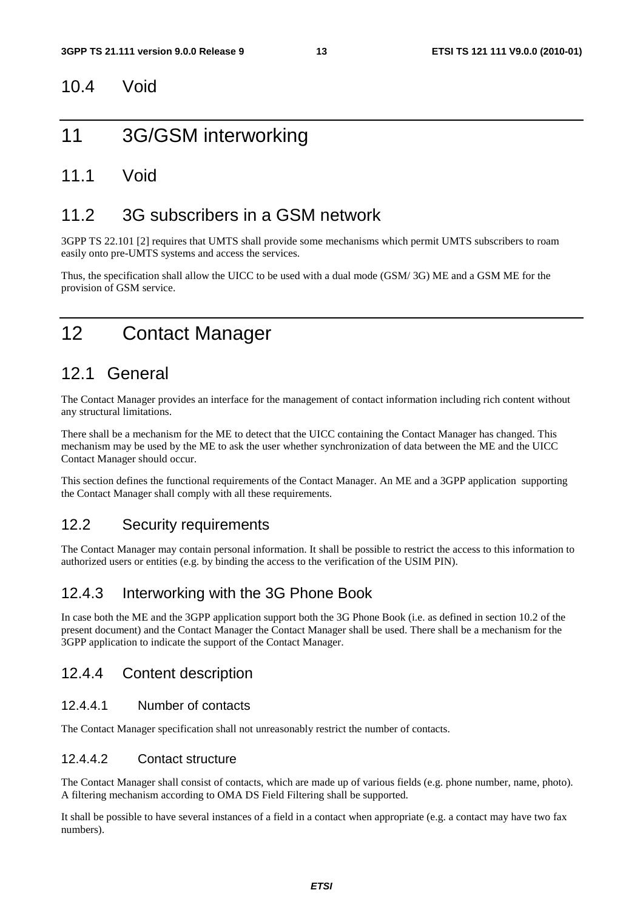## 10.4 Void

# 11 3G/GSM interworking

## 11.1 Void

## 11.2 3G subscribers in a GSM network

3GPP TS 22.101 [2] requires that UMTS shall provide some mechanisms which permit UMTS subscribers to roam easily onto pre-UMTS systems and access the services.

Thus, the specification shall allow the UICC to be used with a dual mode (GSM/ 3G) ME and a GSM ME for the provision of GSM service.

# 12 Contact Manager

## 12.1 General

The Contact Manager provides an interface for the management of contact information including rich content without any structural limitations.

There shall be a mechanism for the ME to detect that the UICC containing the Contact Manager has changed. This mechanism may be used by the ME to ask the user whether synchronization of data between the ME and the UICC Contact Manager should occur.

This section defines the functional requirements of the Contact Manager. An ME and a 3GPP application supporting the Contact Manager shall comply with all these requirements.

## 12.2 Security requirements

The Contact Manager may contain personal information. It shall be possible to restrict the access to this information to authorized users or entities (e.g. by binding the access to the verification of the USIM PIN).

## 12.4.3 Interworking with the 3G Phone Book

In case both the ME and the 3GPP application support both the 3G Phone Book (i.e. as defined in section 10.2 of the present document) and the Contact Manager the Contact Manager shall be used. There shall be a mechanism for the 3GPP application to indicate the support of the Contact Manager.

## 12.4.4 Content description

### 12.4.4.1 Number of contacts

The Contact Manager specification shall not unreasonably restrict the number of contacts.

### 12.4.4.2 Contact structure

The Contact Manager shall consist of contacts, which are made up of various fields (e.g. phone number, name, photo). A filtering mechanism according to OMA DS Field Filtering shall be supported.

It shall be possible to have several instances of a field in a contact when appropriate (e.g. a contact may have two fax numbers).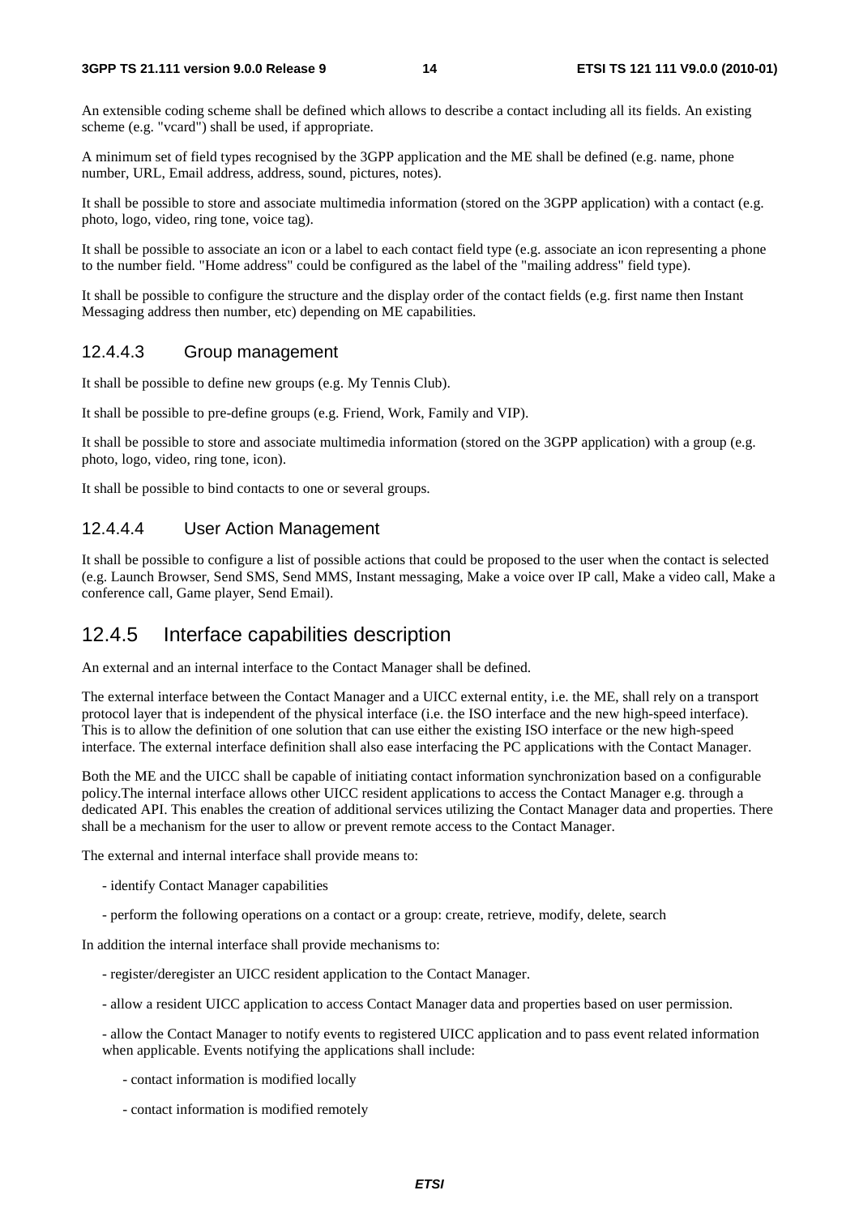An extensible coding scheme shall be defined which allows to describe a contact including all its fields. An existing scheme (e.g. "vcard") shall be used, if appropriate.

A minimum set of field types recognised by the 3GPP application and the ME shall be defined (e.g. name, phone number, URL, Email address, address, sound, pictures, notes).

It shall be possible to store and associate multimedia information (stored on the 3GPP application) with a contact (e.g. photo, logo, video, ring tone, voice tag).

It shall be possible to associate an icon or a label to each contact field type (e.g. associate an icon representing a phone to the number field. "Home address" could be configured as the label of the "mailing address" field type).

It shall be possible to configure the structure and the display order of the contact fields (e.g. first name then Instant Messaging address then number, etc) depending on ME capabilities.

#### 12.4.4.3 Group management

It shall be possible to define new groups (e.g. My Tennis Club).

It shall be possible to pre-define groups (e.g. Friend, Work, Family and VIP).

It shall be possible to store and associate multimedia information (stored on the 3GPP application) with a group (e.g. photo, logo, video, ring tone, icon).

It shall be possible to bind contacts to one or several groups.

#### 12.4.4.4 User Action Management

It shall be possible to configure a list of possible actions that could be proposed to the user when the contact is selected (e.g. Launch Browser, Send SMS, Send MMS, Instant messaging, Make a voice over IP call, Make a video call, Make a conference call, Game player, Send Email).

### 12.4.5 Interface capabilities description

An external and an internal interface to the Contact Manager shall be defined.

The external interface between the Contact Manager and a UICC external entity, i.e. the ME, shall rely on a transport protocol layer that is independent of the physical interface (i.e. the ISO interface and the new high-speed interface). This is to allow the definition of one solution that can use either the existing ISO interface or the new high-speed interface. The external interface definition shall also ease interfacing the PC applications with the Contact Manager.

Both the ME and the UICC shall be capable of initiating contact information synchronization based on a configurable policy.The internal interface allows other UICC resident applications to access the Contact Manager e.g. through a dedicated API. This enables the creation of additional services utilizing the Contact Manager data and properties. There shall be a mechanism for the user to allow or prevent remote access to the Contact Manager.

The external and internal interface shall provide means to:

- identify Contact Manager capabilities
- perform the following operations on a contact or a group: create, retrieve, modify, delete, search

In addition the internal interface shall provide mechanisms to:

- register/deregister an UICC resident application to the Contact Manager.
- allow a resident UICC application to access Contact Manager data and properties based on user permission.
- allow the Contact Manager to notify events to registered UICC application and to pass event related information when applicable. Events notifying the applications shall include:
    - contact information is modified locally
    - contact information is modified remotely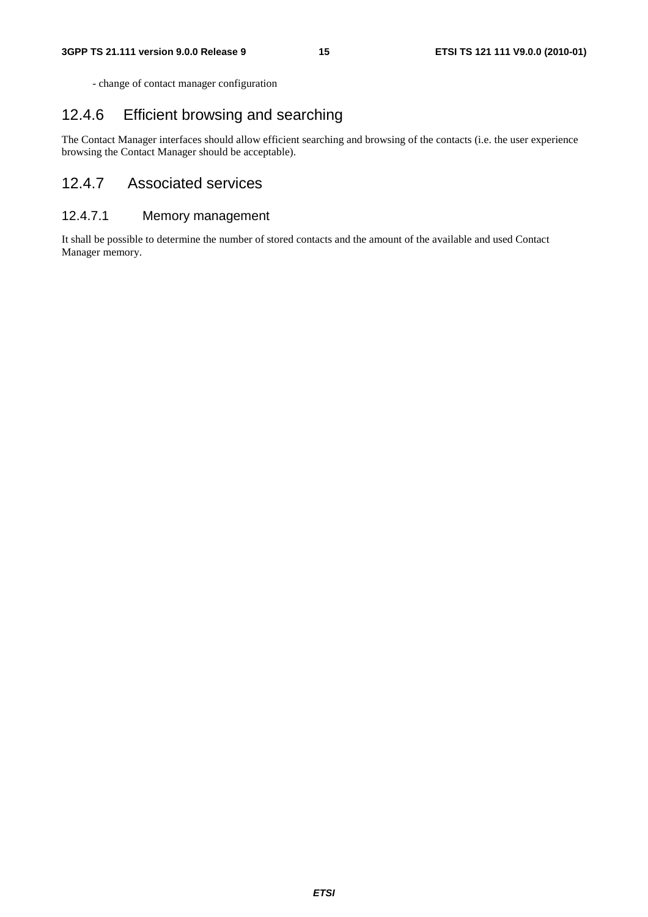- change of contact manager configuration

## 12.4.6 Efficient browsing and searching

The Contact Manager interfaces should allow efficient searching and browsing of the contacts (i.e. the user experience browsing the Contact Manager should be acceptable).

## 12.4.7 Associated services

### 12.4.7.1 Memory management

It shall be possible to determine the number of stored contacts and the amount of the available and used Contact Manager memory.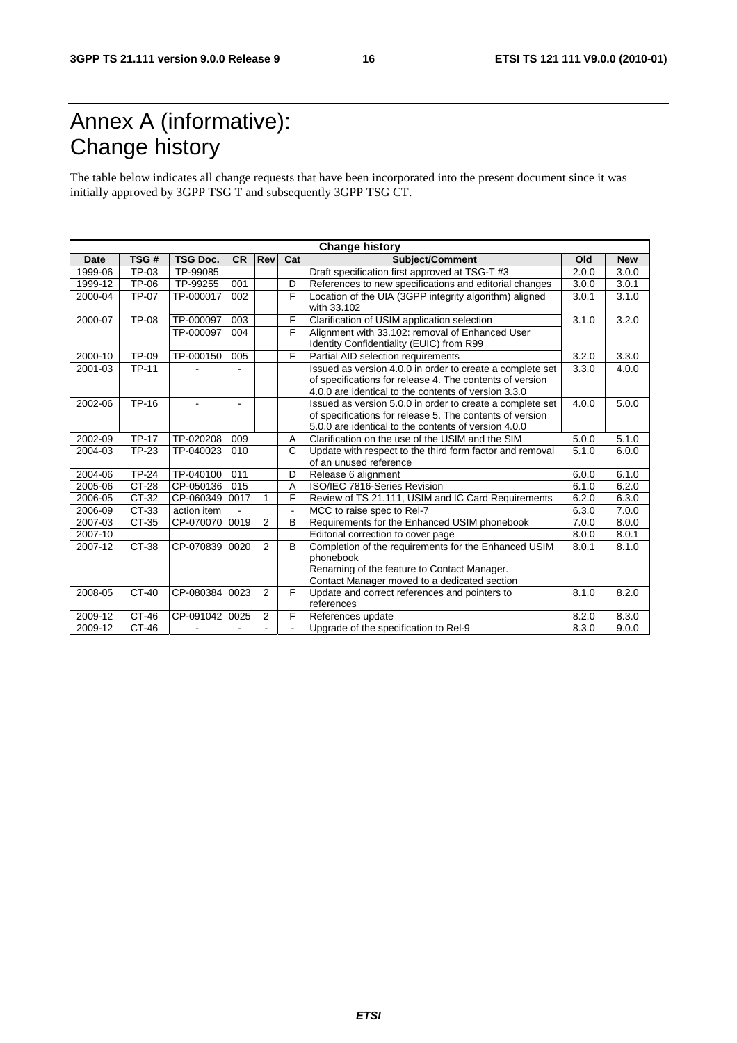# Annex A (informative): Change history

The table below indicates all change requests that have been incorporated into the present document since it was initially approved by 3GPP TSG T and subsequently 3GPP TSG CT.

| Change history | | | | | | | | |
|---|---|---|---|---|---|---|---|---|
| **Date** | **TSG #** | **TSG Doc.** | **CR** | **Rev** | **Cat** | **Subject/Comment** | **Old** | **New** |
| 1999-06 | TP-03 | TP-99085 | | | | Draft specification first approved at TSG-T #3 | 2.0.0 | 3.0.0 |
| 1999-12 | TP-06 | TP-99255 | 001 | | D | References to new specifications and editorial changes | 3.0.0 | 3.0.1 |
| 2000-04 | TP-07 | TP-000017 | 002 | | F | Location of the UIA (3GPP integrity algorithm) aligned with 33.102 | 3.0.1 | 3.1.0 |
| 2000-07 | TP-08 | TP-000097 | 003 | | F | Clarification of USIM application selection | 3.1.0 | 3.2.0 |
| | | TP-000097 | 004 | | F | Alignment with 33.102: removal of Enhanced User Identity Confidentiality (EUIC) from R99 | | |
| 2000-10 | TP-09 | TP-000150 | 005 | | F | Partial AID selection requirements | 3.2.0 | 3.3.0 |
| 2001-03 | TP-11 | - | - | | | Issued as version 4.0.0 in order to create a complete set of specifications for release 4. The contents of version 4.0.0 are identical to the contents of version 3.3.0 | 3.3.0 | 4.0.0 |
| 2002-06 | TP-16 | - | - | | | Issued as version 5.0.0 in order to create a complete set of specifications for release 5. The contents of version 5.0.0 are identical to the contents of version 4.0.0 | 4.0.0 | 5.0.0 |
| 2002-09 | TP-17 | TP-020208 | 009 | | A | Clarification on the use of the USIM and the SIM | 5.0.0 | 5.1.0 |
| 2004-03 | TP-23 | TP-040023 | 010 | | C | Update with respect to the third form factor and removal of an unused reference | 5.1.0 | 6.0.0 |
| 2004-06 | TP-24 | TP-040100 | 011 | | D | Release 6 alignment | 6.0.0 | 6.1.0 |
| 2005-06 | CT-28 | CP-050136 | 015 | | A | ISO/IEC 7816-Series Revision | 6.1.0 | 6.2.0 |
| 2006-05 | CT-32 | CP-060349 | 0017 | 1 | F | Review of TS 21.111, USIM and IC Card Requirements | 6.2.0 | 6.3.0 |
| 2006-09 | CT-33 | action item | - | | - | MCC to raise spec to Rel-7 | 6.3.0 | 7.0.0 |
| 2007-03 | CT-35 | CP-070070 | 0019 | 2 | B | Requirements for the Enhanced USIM phonebook | 7.0.0 | 8.0.0 |
| 2007-10 | | | | | | Editorial correction to cover page | 8.0.0 | 8.0.1 |
| 2007-12 | CT-38 | CP-070839 | 0020 | 2 | B | Completion of the requirements for the Enhanced USIM phonebook<br>Renaming of the feature to Contact Manager.<br>Contact Manager moved to a dedicated section | 8.0.1 | 8.1.0 |
| 2008-05 | CT-40 | CP-080384 | 0023 | 2 | F | Update and correct references and pointers to references | 8.1.0 | 8.2.0 |
| 2009-12 | CT-46 | CP-091042 | 0025 | 2 | F | References update | 8.2.0 | 8.3.0 |
| 2009-12 | CT-46 | - | - | - | - | Upgrade of the specification to Rel-9 | 8.3.0 | 9.0.0 |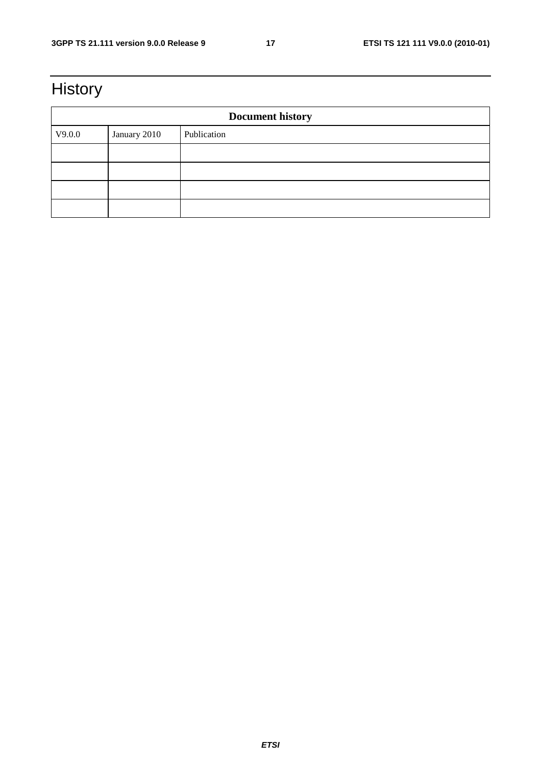# History

| Document history | | |
|---|---|---|
| V9.0.0 | January 2010 | Publication |
| | | |
| | | |
| | | |
| | | |